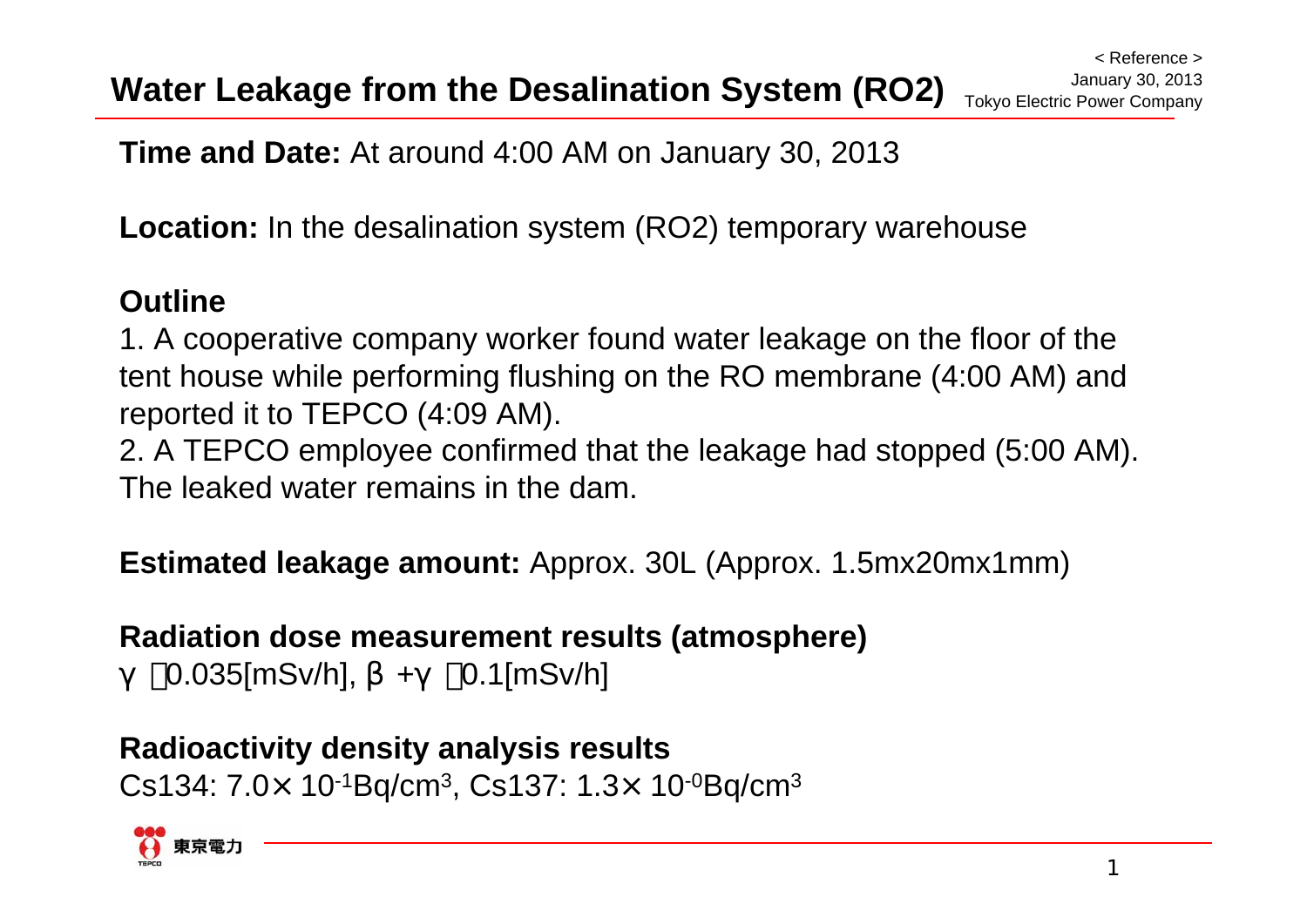< Reference >
January 30, 2013
Tokyo Electric Power Company

# Water Leakage from the Desalination System (RO2)

**Time and Date:** At around 4:00 AM on January 30, 2013

**Location:** In the desalination system (RO2) temporary warehouse

**Outline**

1. A cooperative company worker found water leakage on the floor of the tent house while performing flushing on the RO membrane (4:00 AM) and reported it to TEPCO (4:09 AM).
2. A TEPCO employee confirmed that the leakage had stopped (5:00 AM). The leaked water remains in the dam.

**Estimated leakage amount:** Approx. 30L (Approx. 1.5mx20mx1mm)

**Radiation dose measurement results (atmosphere)**

$\gamma$ ：0.035[mSv/h], $\beta+\gamma$ ：0.1[mSv/h]

**Radioactivity density analysis results**

Cs134: $7.0\times10^{-1}$Bq/$cm^3$, Cs137: $1.3\times10^{-0}$Bq/$cm^3$

東京電力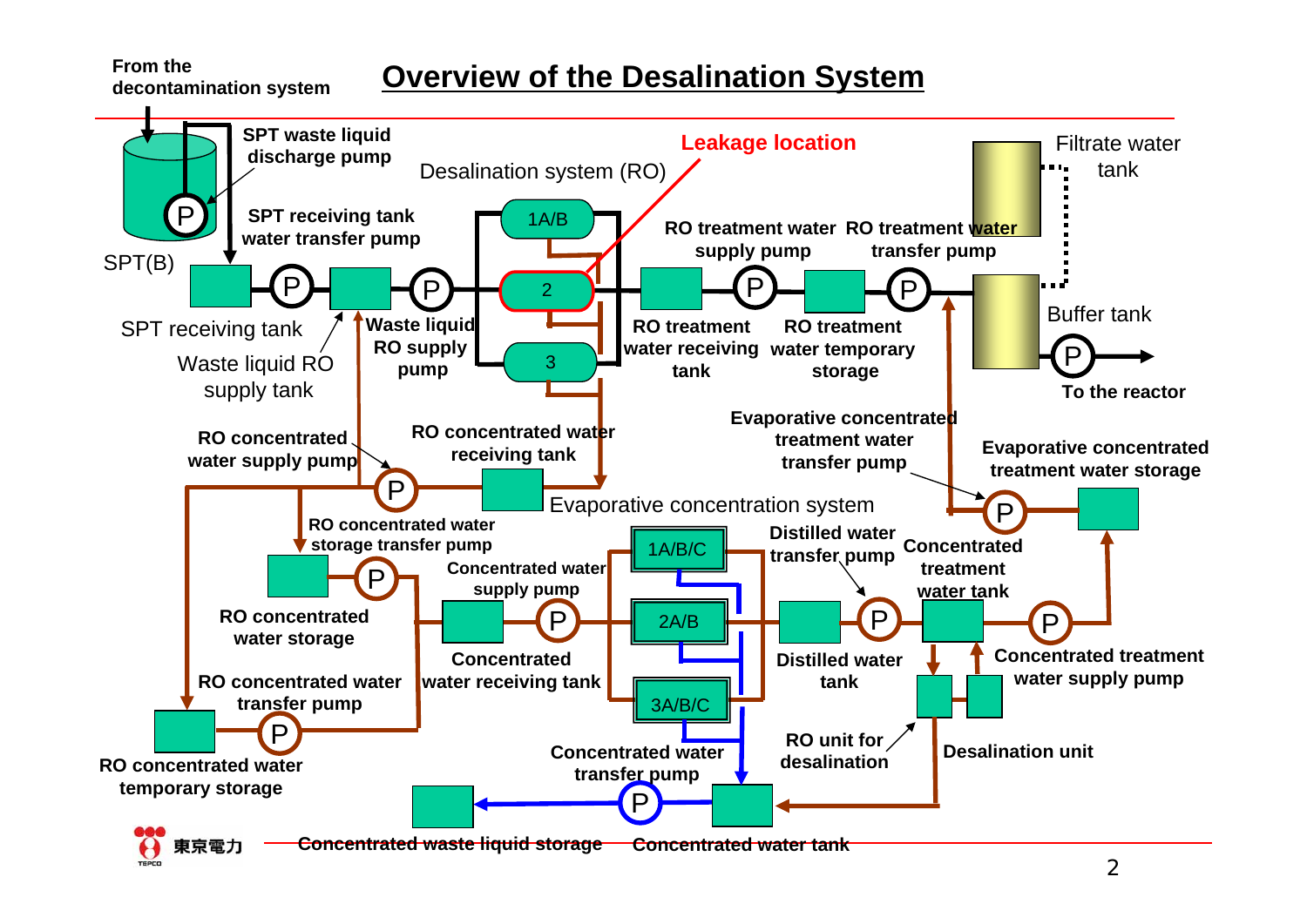# Overview of the Desalination System

From the decontamination system

SPT waste liquid discharge pump

SPT(B)

SPT receiving tank water transfer pump

SPT receiving tank

Waste liquid RO supply tank

Waste liquid RO supply pump

Desalination system (RO)

1A/B

2

3

Leakage location

RO treatment water supply pump

RO treatment water transfer pump

RO treatment water receiving tank

RO treatment water temporary storage

Filtrate water tank

Buffer tank

To the reactor

RO concentrated water supply pump

RO concentrated water receiving tank

Evaporative concentrated treatment water transfer pump

Evaporative concentrated treatment water storage

Evaporative concentration system

RO concentrated water storage transfer pump

RO concentrated water storage

Concentrated water supply pump

Concentrated water receiving tank

1A/B/C

2A/B

3A/B/C

Distilled water transfer pump

Distilled water tank

Concentrated treatment water tank

Concentrated treatment water supply pump

RO concentrated water transfer pump

RO concentrated water temporary storage

Concentrated water transfer pump

RO unit for desalination

Desalination unit

Concentrated waste liquid storage

Concentrated water tank

東京電力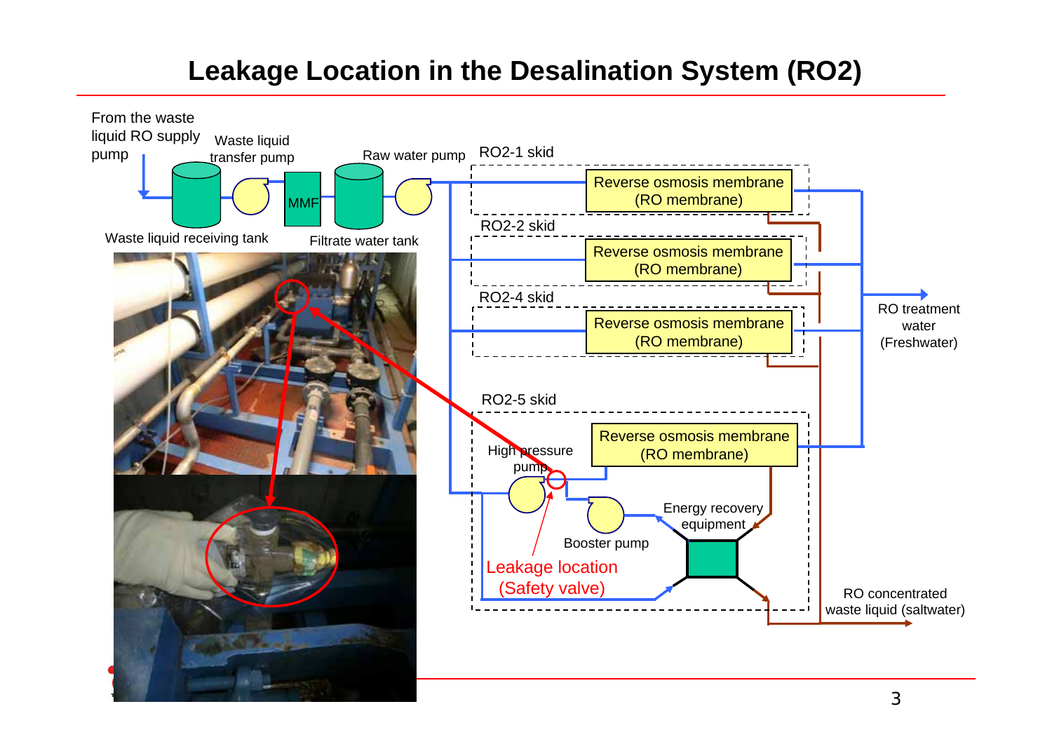# Leakage Location in the Desalination System (RO2)

From the waste liquid RO supply pump

Waste liquid transfer pump

MMF

Raw water pump

Waste liquid receiving tank

Filtrate water tank

RO2-1 skid

Reverse osmosis membrane (RO membrane)

RO2-2 skid

Reverse osmosis membrane (RO membrane)

RO2-4 skid

Reverse osmosis membrane (RO membrane)

RO treatment water (Freshwater)

RO2-5 skid

Reverse osmosis membrane (RO membrane)

High pressure pump

Energy recovery equipment

Booster pump

Leakage location (Safety valve)

RO concentrated waste liquid (saltwater)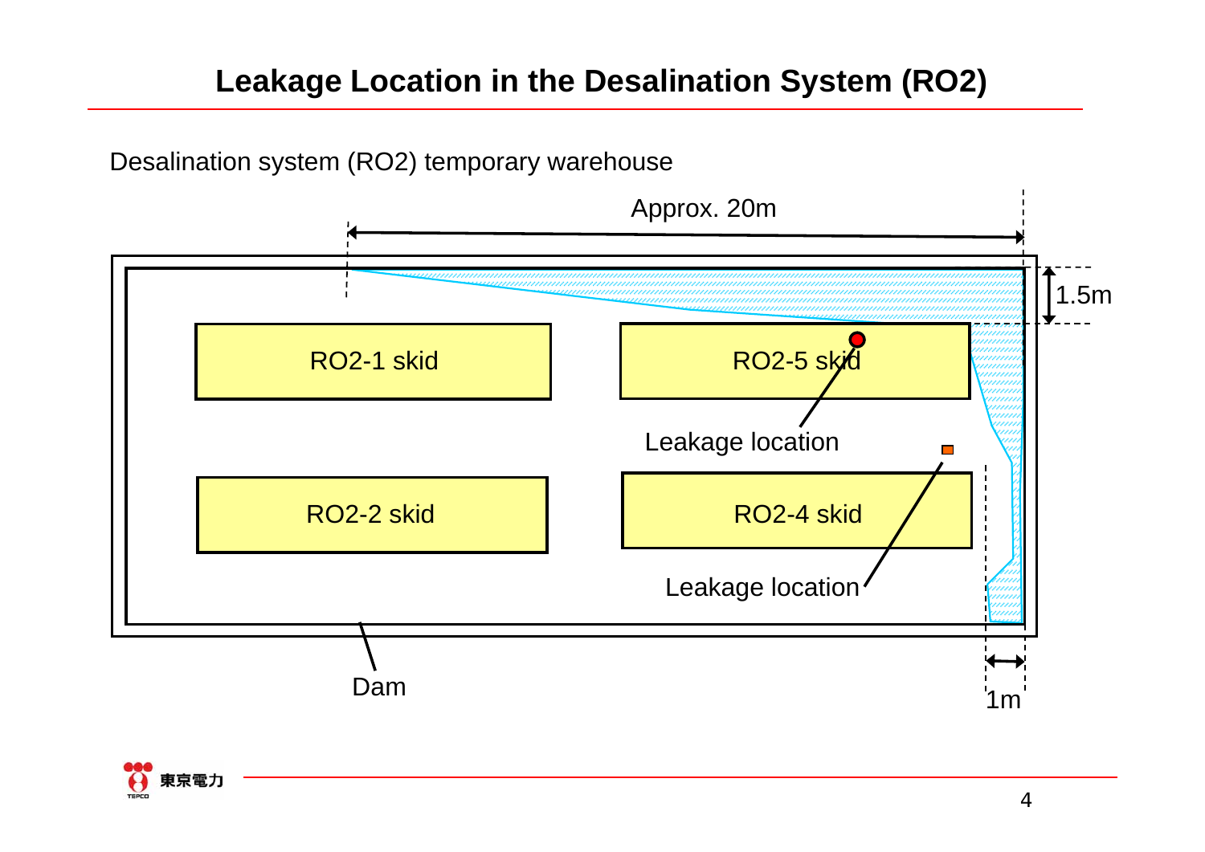# Leakage Location in the Desalination System (RO2)

Desalination system (RO2) temporary warehouse

Approx. 20m

1.5m

RO2-1 skid

RO2-5 skid

Leakage location

RO2-2 skid

RO2-4 skid

Leakage location

Dam

1m